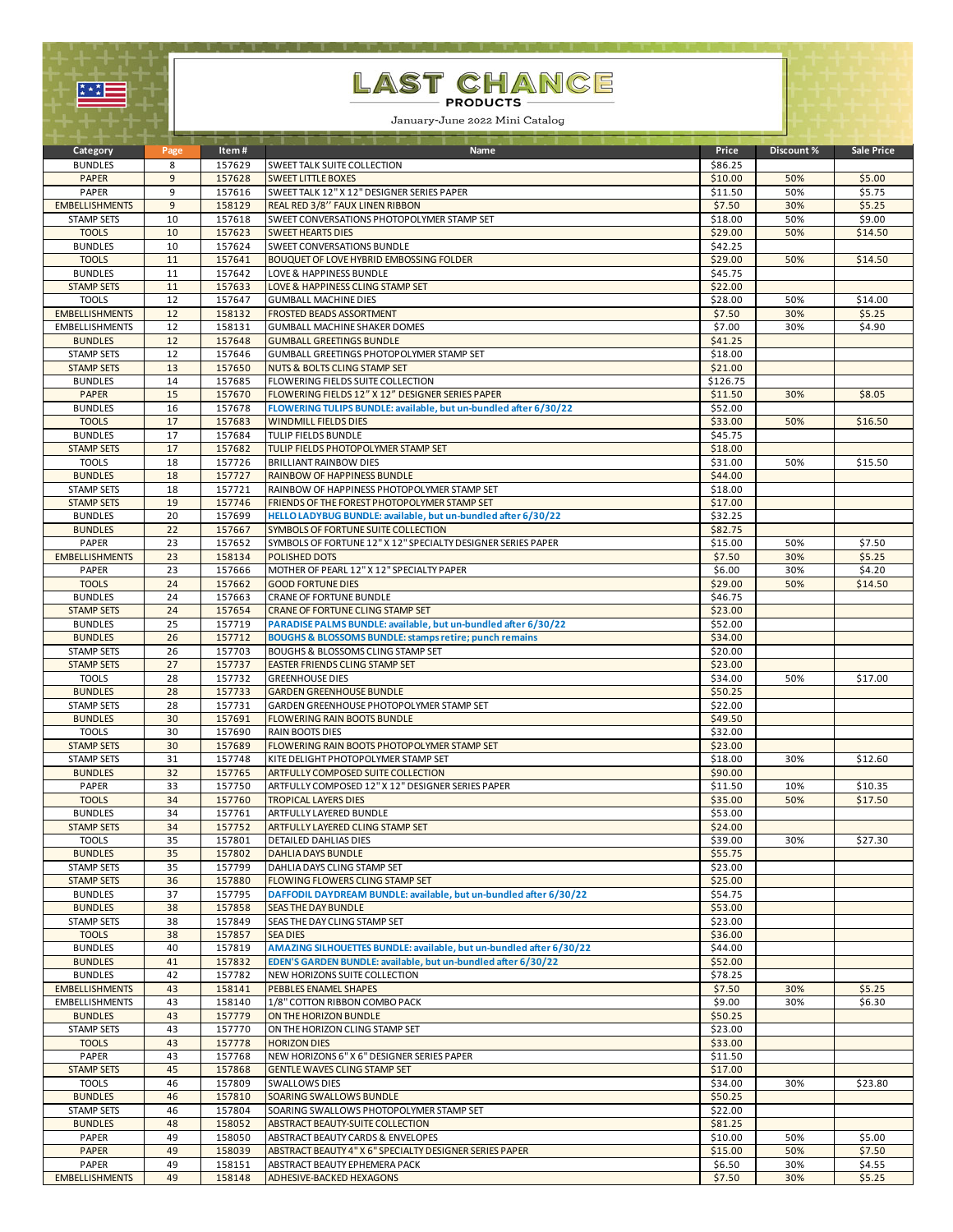# LAST CHANCE PRODUCTS

January-June 2022 Mini Catalog

| Category | Page | Item # | Name | Price | Discount % | Sale Price |
|---|---|---|---|---|---|---|
| BUNDLES | 8 | 157629 | SWEET TALK SUITE COLLECTION | $86.25 | | |
| PAPER | 9 | 157628 | SWEET LITTLE BOXES | $10.00 | 50% | $5.00 |
| PAPER | 9 | 157616 | SWEET TALK 12" X 12" DESIGNER SERIES PAPER | $11.50 | 50% | $5.75 |
| EMBELLISHMENTS | 9 | 158129 | REAL RED 3/8" FAUX LINEN RIBBON | $7.50 | 30% | $5.25 |
| STAMP SETS | 10 | 157618 | SWEET CONVERSATIONS PHOTOPOLYMER STAMP SET | $18.00 | 50% | $9.00 |
| TOOLS | 10 | 157623 | SWEET HEARTS DIES | $29.00 | 50% | $14.50 |
| BUNDLES | 10 | 157624 | SWEET CONVERSATIONS BUNDLE | $42.25 | | |
| TOOLS | 11 | 157641 | BOUQUET OF LOVE HYBRID EMBOSSING FOLDER | $29.00 | 50% | $14.50 |
| BUNDLES | 11 | 157642 | LOVE & HAPPINESS BUNDLE | $45.75 | | |
| STAMP SETS | 11 | 157633 | LOVE & HAPPINESS CLING STAMP SET | $22.00 | | |
| TOOLS | 12 | 157647 | GUMBALL MACHINE DIES | $28.00 | 50% | $14.00 |
| EMBELLISHMENTS | 12 | 158132 | FROSTED BEADS ASSORTMENT | $7.50 | 30% | $5.25 |
| EMBELLISHMENTS | 12 | 158131 | GUMBALL MACHINE SHAKER DOMES | $7.00 | 30% | $4.90 |
| BUNDLES | 12 | 157648 | GUMBALL GREETINGS BUNDLE | $41.25 | | |
| STAMP SETS | 12 | 157646 | GUMBALL GREETINGS PHOTOPOLYMER STAMP SET | $18.00 | | |
| STAMP SETS | 13 | 157650 | NUTS & BOLTS CLING STAMP SET | $21.00 | | |
| BUNDLES | 14 | 157685 | FLOWERING FIELDS SUITE COLLECTION | $126.75 | | |
| PAPER | 15 | 157670 | FLOWERING FIELDS 12" X 12" DESIGNER SERIES PAPER | $11.50 | 30% | $8.05 |
| BUNDLES | 16 | 157678 | **FLOWERING TULIPS BUNDLE: available, but un-bundled after 6/30/22** | $52.00 | | |
| TOOLS | 17 | 157683 | WINDMILL FIELDS DIES | $33.00 | 50% | $16.50 |
| BUNDLES | 17 | 157684 | TULIP FIELDS BUNDLE | $45.75 | | |
| STAMP SETS | 17 | 157682 | TULIP FIELDS PHOTOPOLYMER STAMP SET | $18.00 | | |
| TOOLS | 18 | 157726 | BRILLIANT RAINBOW DIES | $31.00 | 50% | $15.50 |
| BUNDLES | 18 | 157727 | RAINBOW OF HAPPINESS BUNDLE | $44.00 | | |
| STAMP SETS | 18 | 157721 | RAINBOW OF HAPPINESS PHOTOPOLYMER STAMP SET | $18.00 | | |
| STAMP SETS | 19 | 157746 | FRIENDS OF THE FOREST PHOTOPOLYMER STAMP SET | $17.00 | | |
| BUNDLES | 20 | 157699 | **HELLO LADYBUG BUNDLE: available, but un-bundled after 6/30/22** | $32.25 | | |
| BUNDLES | 22 | 157667 | SYMBOLS OF FORTUNE SUITE COLLECTION | $82.75 | | |
| PAPER | 23 | 157652 | SYMBOLS OF FORTUNE 12" X 12" SPECIALTY DESIGNER SERIES PAPER | $15.00 | 50% | $7.50 |
| EMBELLISHMENTS | 23 | 158134 | POLISHED DOTS | $7.50 | 30% | $5.25 |
| PAPER | 23 | 157666 | MOTHER OF PEARL 12" X 12" SPECIALTY PAPER | $6.00 | 30% | $4.20 |
| TOOLS | 24 | 157662 | GOOD FORTUNE DIES | $29.00 | 50% | $14.50 |
| BUNDLES | 24 | 157663 | CRANE OF FORTUNE BUNDLE | $46.75 | | |
| STAMP SETS | 24 | 157654 | CRANE OF FORTUNE CLING STAMP SET | $23.00 | | |
| BUNDLES | 25 | 157719 | **PARADISE PALMS BUNDLE: available, but un-bundled after 6/30/22** | $52.00 | | |
| BUNDLES | 26 | 157712 | **BOUGHS & BLOSSOMS BUNDLE: stamps retire; punch remains** | $34.00 | | |
| STAMP SETS | 26 | 157703 | BOUGHS & BLOSSOMS CLING STAMP SET | $20.00 | | |
| STAMP SETS | 27 | 157737 | EASTER FRIENDS CLING STAMP SET | $23.00 | | |
| TOOLS | 28 | 157732 | GREENHOUSE DIES | $34.00 | 50% | $17.00 |
| BUNDLES | 28 | 157733 | GARDEN GREENHOUSE BUNDLE | $50.25 | | |
| STAMP SETS | 28 | 157731 | GARDEN GREENHOUSE PHOTOPOLYMER STAMP SET | $22.00 | | |
| BUNDLES | 30 | 157691 | FLOWERING RAIN BOOTS BUNDLE | $49.50 | | |
| TOOLS | 30 | 157690 | RAIN BOOTS DIES | $32.00 | | |
| STAMP SETS | 30 | 157689 | FLOWERING RAIN BOOTS PHOTOPOLYMER STAMP SET | $23.00 | | |
| STAMP SETS | 31 | 157748 | KITE DELIGHT PHOTOPOLYMER STAMP SET | $18.00 | 30% | $12.60 |
| BUNDLES | 32 | 157765 | ARTFULLY COMPOSED SUITE COLLECTION | $90.00 | | |
| PAPER | 33 | 157750 | ARTFULLY COMPOSED 12" X 12" DESIGNER SERIES PAPER | $11.50 | 10% | $10.35 |
| TOOLS | 34 | 157760 | TROPICAL LAYERS DIES | $35.00 | 50% | $17.50 |
| BUNDLES | 34 | 157761 | ARTFULLY LAYERED BUNDLE | $53.00 | | |
| STAMP SETS | 34 | 157752 | ARTFULLY LAYERED CLING STAMP SET | $24.00 | | |
| TOOLS | 35 | 157801 | DETAILED DAHLIAS DIES | $39.00 | 30% | $27.30 |
| BUNDLES | 35 | 157802 | DAHLIA DAYS BUNDLE | $55.75 | | |
| STAMP SETS | 35 | 157799 | DAHLIA DAYS CLING STAMP SET | $23.00 | | |
| STAMP SETS | 36 | 157880 | FLOWING FLOWERS CLING STAMP SET | $25.00 | | |
| BUNDLES | 37 | 157795 | **DAFFODIL DAYDREAM BUNDLE: available, but un-bundled after 6/30/22** | $54.75 | | |
| BUNDLES | 38 | 157858 | SEAS THE DAY BUNDLE | $53.00 | | |
| STAMP SETS | 38 | 157849 | SEAS THE DAY CLING STAMP SET | $23.00 | | |
| TOOLS | 38 | 157857 | SEA DIES | $36.00 | | |
| BUNDLES | 40 | 157819 | **AMAZING SILHOUETTES BUNDLE: available, but un-bundled after 6/30/22** | $44.00 | | |
| BUNDLES | 41 | 157832 | **EDEN'S GARDEN BUNDLE: available, but un-bundled after 6/30/22** | $52.00 | | |
| BUNDLES | 42 | 157782 | NEW HORIZONS SUITE COLLECTION | $78.25 | | |
| EMBELLISHMENTS | 43 | 158141 | PEBBLES ENAMEL SHAPES | $7.50 | 30% | $5.25 |
| EMBELLISHMENTS | 43 | 158140 | 1/8" COTTON RIBBON COMBO PACK | $9.00 | 30% | $6.30 |
| BUNDLES | 43 | 157779 | ON THE HORIZON BUNDLE | $50.25 | | |
| STAMP SETS | 43 | 157770 | ON THE HORIZON CLING STAMP SET | $23.00 | | |
| TOOLS | 43 | 157778 | HORIZON DIES | $33.00 | | |
| PAPER | 43 | 157768 | NEW HORIZONS 6" X 6" DESIGNER SERIES PAPER | $11.50 | | |
| STAMP SETS | 45 | 157868 | GENTLE WAVES CLING STAMP SET | $17.00 | | |
| TOOLS | 46 | 157809 | SWALLOWS DIES | $34.00 | 30% | $23.80 |
| BUNDLES | 46 | 157810 | SOARING SWALLOWS BUNDLE | $50.25 | | |
| STAMP SETS | 46 | 157804 | SOARING SWALLOWS PHOTOPOLYMER STAMP SET | $22.00 | | |
| BUNDLES | 48 | 158052 | ABSTRACT BEAUTY-SUITE COLLECTION | $81.25 | | |
| PAPER | 49 | 158050 | ABSTRACT BEAUTY CARDS & ENVELOPES | $10.00 | 50% | $5.00 |
| PAPER | 49 | 158039 | ABSTRACT BEAUTY 4" X 6" SPECIALTY DESIGNER SERIES PAPER | $15.00 | 50% | $7.50 |
| PAPER | 49 | 158151 | ABSTRACT BEAUTY EPHEMERA PACK | $6.50 | 30% | $4.55 |
| EMBELLISHMENTS | 49 | 158148 | ADHESIVE-BACKED HEXAGONS | $7.50 | 30% | $5.25 |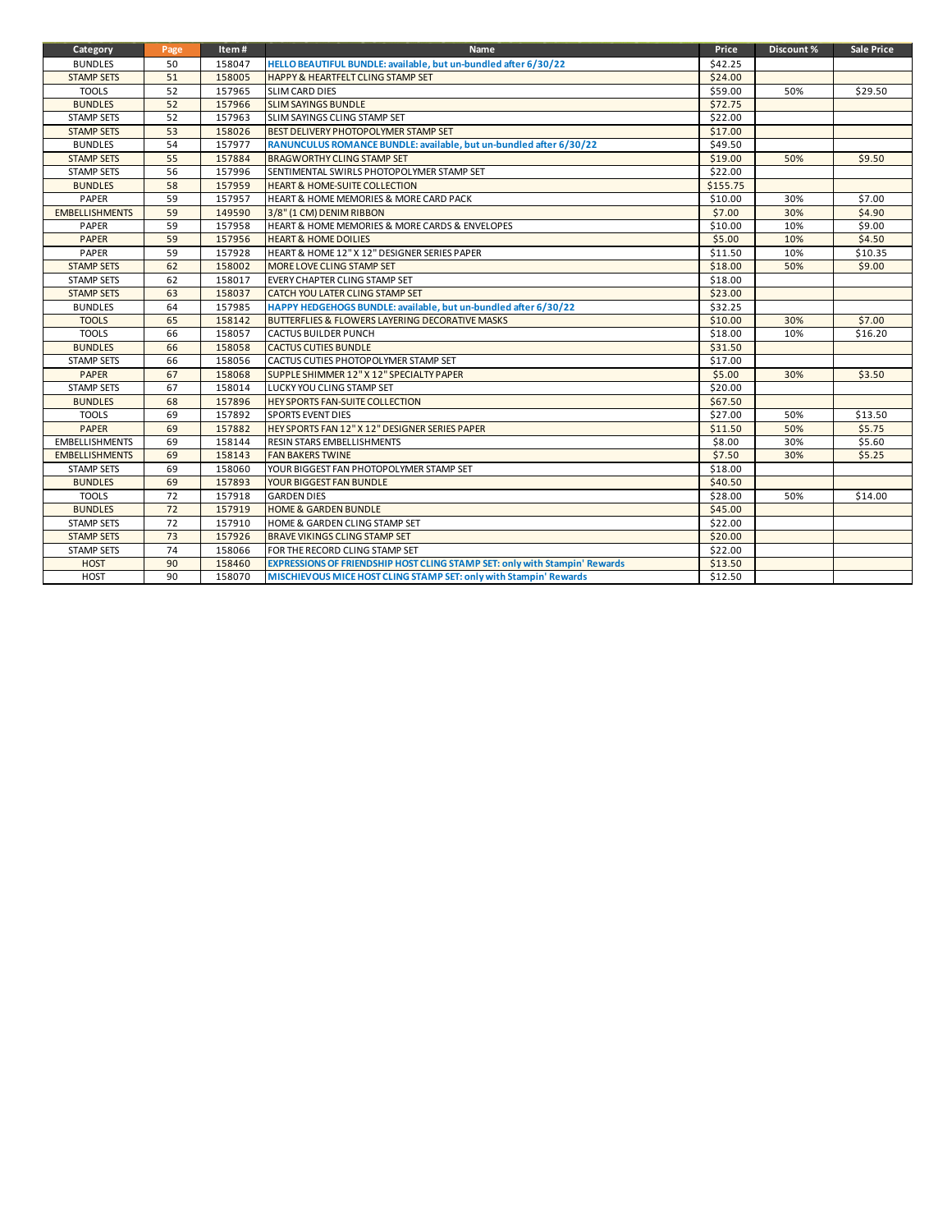| Category | Page | Item # | Name | Price | Discount % | Sale Price |
|---|---|---|---|---|---|---|
| BUNDLES | 50 | 158047 | **HELLO BEAUTIFUL BUNDLE: available, but un-bundled after 6/30/22** | $42.25 | | |
| STAMP SETS | 51 | 158005 | HAPPY & HEARTFELT CLING STAMP SET | $24.00 | | |
| TOOLS | 52 | 157965 | SLIM CARD DIES | $59.00 | 50% | $29.50 |
| BUNDLES | 52 | 157966 | SLIM SAYINGS BUNDLE | $72.75 | | |
| STAMP SETS | 52 | 157963 | SLIM SAYINGS CLING STAMP SET | $22.00 | | |
| STAMP SETS | 53 | 158026 | BEST DELIVERY PHOTOPOLYMER STAMP SET | $17.00 | | |
| BUNDLES | 54 | 157977 | **RANUNCULUS ROMANCE BUNDLE: available, but un-bundled after 6/30/22** | $49.50 | | |
| STAMP SETS | 55 | 157884 | BRAGWORTHY CLING STAMP SET | $19.00 | 50% | $9.50 |
| STAMP SETS | 56 | 157996 | SENTIMENTAL SWIRLS PHOTOPOLYMER STAMP SET | $22.00 | | |
| BUNDLES | 58 | 157959 | HEART & HOME-SUITE COLLECTION | $155.75 | | |
| PAPER | 59 | 157957 | HEART & HOME MEMORIES & MORE CARD PACK | $10.00 | 30% | $7.00 |
| EMBELLISHMENTS | 59 | 149590 | 3/8" (1 CM) DENIM RIBBON | $7.00 | 30% | $4.90 |
| PAPER | 59 | 157958 | HEART & HOME MEMORIES & MORE CARDS & ENVELOPES | $10.00 | 10% | $9.00 |
| PAPER | 59 | 157956 | HEART & HOME DOILIES | $5.00 | 10% | $4.50 |
| PAPER | 59 | 157928 | HEART & HOME 12" X 12" DESIGNER SERIES PAPER | $11.50 | 10% | $10.35 |
| STAMP SETS | 62 | 158002 | MORE LOVE CLING STAMP SET | $18.00 | 50% | $9.00 |
| STAMP SETS | 62 | 158017 | EVERY CHAPTER CLING STAMP SET | $18.00 | | |
| STAMP SETS | 63 | 158037 | CATCH YOU LATER CLING STAMP SET | $23.00 | | |
| BUNDLES | 64 | 157985 | **HAPPY HEDGEHOGS BUNDLE: available, but un-bundled after 6/30/22** | $32.25 | | |
| TOOLS | 65 | 158142 | BUTTERFLIES & FLOWERS LAYERING DECORATIVE MASKS | $10.00 | 30% | $7.00 |
| TOOLS | 66 | 158057 | CACTUS BUILDER PUNCH | $18.00 | 10% | $16.20 |
| BUNDLES | 66 | 158058 | CACTUS CUTIES BUNDLE | $31.50 | | |
| STAMP SETS | 66 | 158056 | CACTUS CUTIES PHOTOPOLYMER STAMP SET | $17.00 | | |
| PAPER | 67 | 158068 | SUPPLE SHIMMER 12" X 12" SPECIALTY PAPER | $5.00 | 30% | $3.50 |
| STAMP SETS | 67 | 158014 | LUCKY YOU CLING STAMP SET | $20.00 | | |
| BUNDLES | 68 | 157896 | HEY SPORTS FAN-SUITE COLLECTION | $67.50 | | |
| TOOLS | 69 | 157892 | SPORTS EVENT DIES | $27.00 | 50% | $13.50 |
| PAPER | 69 | 157882 | HEY SPORTS FAN 12" X 12" DESIGNER SERIES PAPER | $11.50 | 50% | $5.75 |
| EMBELLISHMENTS | 69 | 158144 | RESIN STARS EMBELLISHMENTS | $8.00 | 30% | $5.60 |
| EMBELLISHMENTS | 69 | 158143 | FAN BAKERS TWINE | $7.50 | 30% | $5.25 |
| STAMP SETS | 69 | 158060 | YOUR BIGGEST FAN PHOTOPOLYMER STAMP SET | $18.00 | | |
| BUNDLES | 69 | 157893 | YOUR BIGGEST FAN BUNDLE | $40.50 | | |
| TOOLS | 72 | 157918 | GARDEN DIES | $28.00 | 50% | $14.00 |
| BUNDLES | 72 | 157919 | HOME & GARDEN BUNDLE | $45.00 | | |
| STAMP SETS | 72 | 157910 | HOME & GARDEN CLING STAMP SET | $22.00 | | |
| STAMP SETS | 73 | 157926 | BRAVE VIKINGS CLING STAMP SET | $20.00 | | |
| STAMP SETS | 74 | 158066 | FOR THE RECORD CLING STAMP SET | $22.00 | | |
| HOST | 90 | 158460 | **EXPRESSIONS OF FRIENDSHIP HOST CLING STAMP SET: only with Stampin' Rewards** | $13.50 | | |
| HOST | 90 | 158070 | **MISCHIEVOUS MICE HOST CLING STAMP SET: only with Stampin' Rewards** | $12.50 | | |